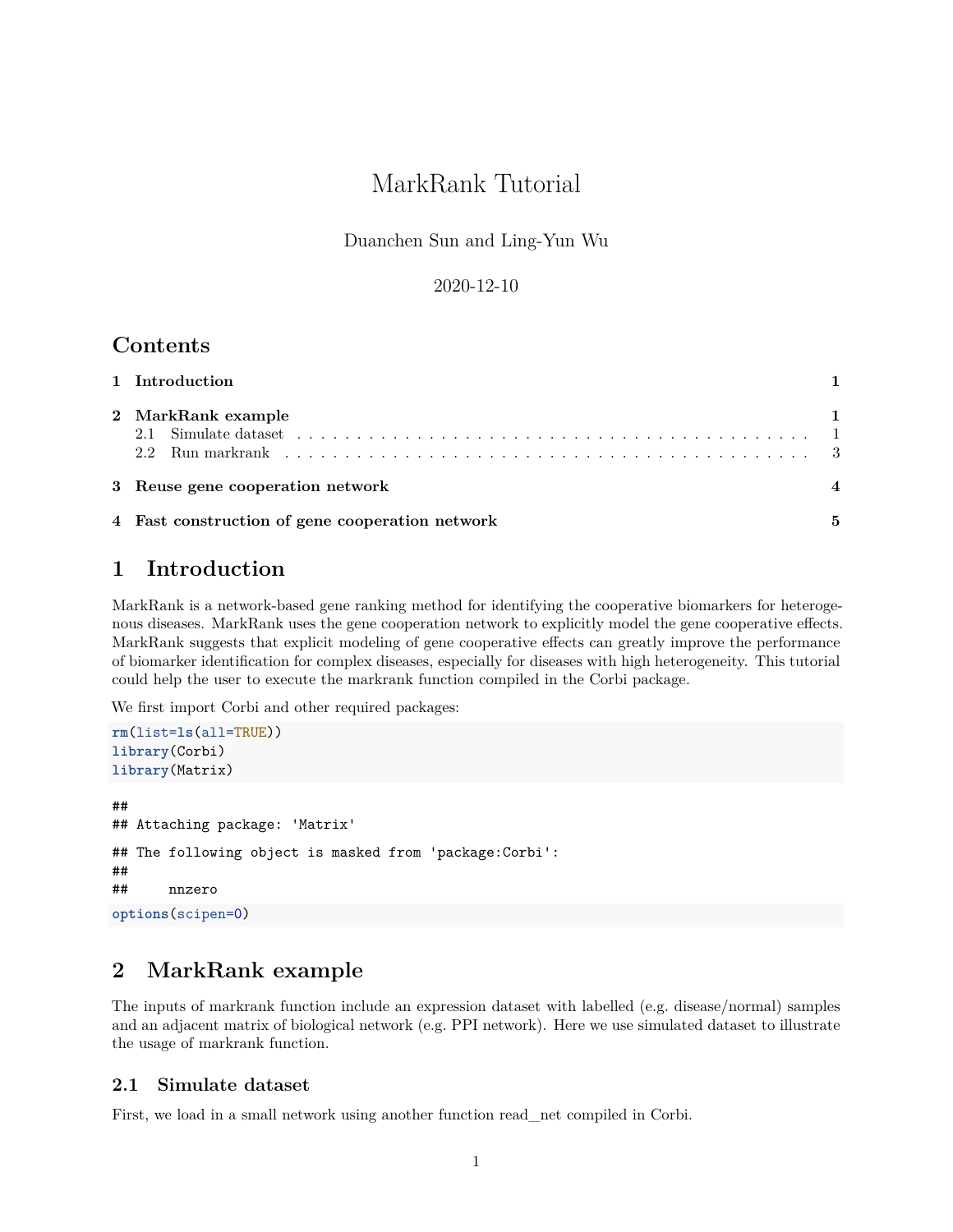# MarkRank Tutorial

Duanchen Sun and Ling-Yun Wu

2020-12-10

## Contents

1 Introduction ..... 1

2 MarkRank example ..... 1
- 2.1 Simulate dataset ..... 1
- 2.2 Run markrank ..... 3

3 Reuse gene cooperation network ..... 4

4 Fast construction of gene cooperation network ..... 5

## 1 Introduction

MarkRank is a network-based gene ranking method for identifying the cooperative biomarkers for heterogeneous diseases. MarkRank uses the gene cooperation network to explicitly model the gene cooperative effects. MarkRank suggests that explicit modeling of gene cooperative effects can greatly improve the performance of biomarker identification for complex diseases, especially for diseases with high heterogeneity. This tutorial could help the user to execute the markrank function compiled in the Corbi package.

We first import Corbi and other required packages:

```
rm(list=ls(all=TRUE))
library(Corbi)
library(Matrix)
```

```
##
## Attaching package: 'Matrix'
## The following object is masked from 'package:Corbi':
##
##     nnzero
```

```
options(scipen=0)
```

## 2 MarkRank example

The inputs of markrank function include an expression dataset with labelled (e.g. disease/normal) samples and an adjacent matrix of biological network (e.g. PPI network). Here we use simulated dataset to illustrate the usage of markrank function.

### 2.1 Simulate dataset

First, we load in a small network using another function read_net compiled in Corbi.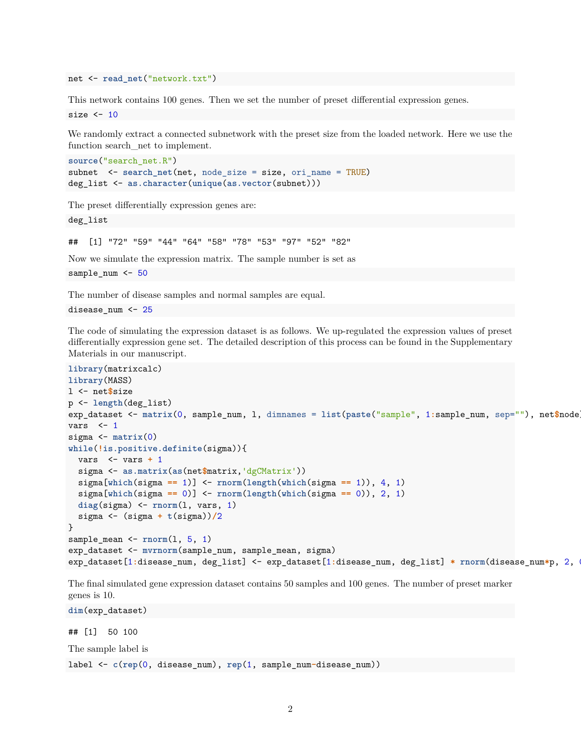```
net <- read_net("network.txt")
```

This network contains 100 genes. Then we set the number of preset differential expression genes.

```
size <- 10
```

We randomly extract a connected subnetwork with the preset size from the loaded network. Here we use the function search_net to implement.

```
source("search_net.R")
subnet  <- search_net(net, node_size = size, ori_name = TRUE)
deg_list <- as.character(unique(as.vector(subnet)))
```

The preset differentially expression genes are:

```
deg_list
```

```
##  [1] "72" "59" "44" "64" "58" "78" "53" "97" "52" "82"
```

Now we simulate the expression matrix. The sample number is set as

```
sample_num <- 50
```

The number of disease samples and normal samples are equal.

```
disease_num <- 25
```

The code of simulating the expression dataset is as follows. We up-regulated the expression values of preset differentially expression gene set. The detailed description of this process can be found in the Supplementary Materials in our manuscript.

```
library(matrixcalc)
library(MASS)
l <- net$size
p <- length(deg_list)
exp_dataset <- matrix(0, sample_num, l, dimnames = list(paste("sample", 1:sample_num, sep=""), net$node
vars  <- 1
sigma <- matrix(0)
while(!is.positive.definite(sigma)){
  vars  <- vars + 1
  sigma <- as.matrix(as(net$matrix,'dgCMatrix'))
  sigma[which(sigma == 1)] <- rnorm(length(which(sigma == 1)), 4, 1)
  sigma[which(sigma == 0)] <- rnorm(length(which(sigma == 0)), 2, 1)
  diag(sigma) <- rnorm(l, vars, 1)
  sigma <- (sigma + t(sigma))/2
}
sample_mean <- rnorm(l, 5, 1)
exp_dataset <- mvrnorm(sample_num, sample_mean, sigma)
exp_dataset[1:disease_num, deg_list] <- exp_dataset[1:disease_num, deg_list] * rnorm(disease_num*p, 2, 0
```

The final simulated gene expression dataset contains 50 samples and 100 genes. The number of preset marker genes is 10.

```
dim(exp_dataset)
```

```
## [1]  50 100
```

The sample label is

```
label <- c(rep(0, disease_num), rep(1, sample_num-disease_num))
```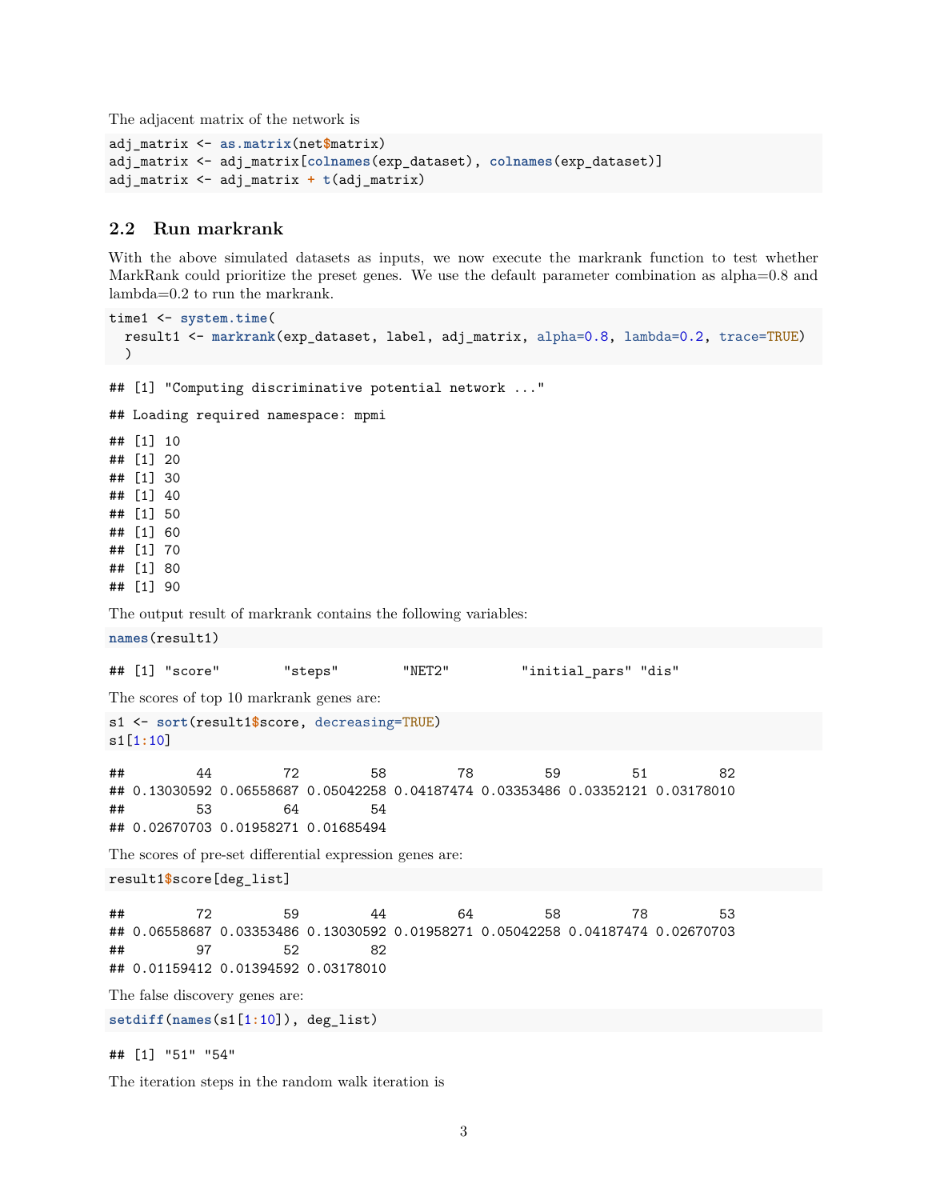The adjacent matrix of the network is

```
adj_matrix <- as.matrix(net$matrix)
adj_matrix <- adj_matrix[colnames(exp_dataset), colnames(exp_dataset)]
adj_matrix <- adj_matrix + t(adj_matrix)
```

## 2.2 Run markrank

With the above simulated datasets as inputs, we now execute the markrank function to test whether MarkRank could prioritize the preset genes. We use the default parameter combination as alpha=0.8 and lambda=0.2 to run the markrank.

```
time1 <- system.time(
  result1 <- markrank(exp_dataset, label, adj_matrix, alpha=0.8, lambda=0.2, trace=TRUE)
  )
```

```
## [1] "Computing discriminative potential network ..."
```

```
## Loading required namespace: mpmi
```

```
## [1] 10
## [1] 20
## [1] 30
## [1] 40
## [1] 50
## [1] 60
## [1] 70
## [1] 80
## [1] 90
```

The output result of markrank contains the following variables:

```
names(result1)
```

```
## [1] "score"        "steps"        "NET2"         "initial_pars" "dis"
```

The scores of top 10 markrank genes are:

```
s1 <- sort(result1$score, decreasing=TRUE)
s1[1:10]
```

```
##         44         72         58         78         59         51         82
## 0.13030592 0.06558687 0.05042258 0.04187474 0.03353486 0.03352121 0.03178010
##         53         64         54
## 0.02670703 0.01958271 0.01685494
```

The scores of pre-set differential expression genes are:

```
result1$score[deg_list]
```

```
##         72         59         44         64         58         78         53
## 0.06558687 0.03353486 0.13030592 0.01958271 0.05042258 0.04187474 0.02670703
##         97         52         82
## 0.01159412 0.01394592 0.03178010
```

The false discovery genes are:

```
setdiff(names(s1[1:10]), deg_list)
```

```
## [1] "51" "54"
```

The iteration steps in the random walk iteration is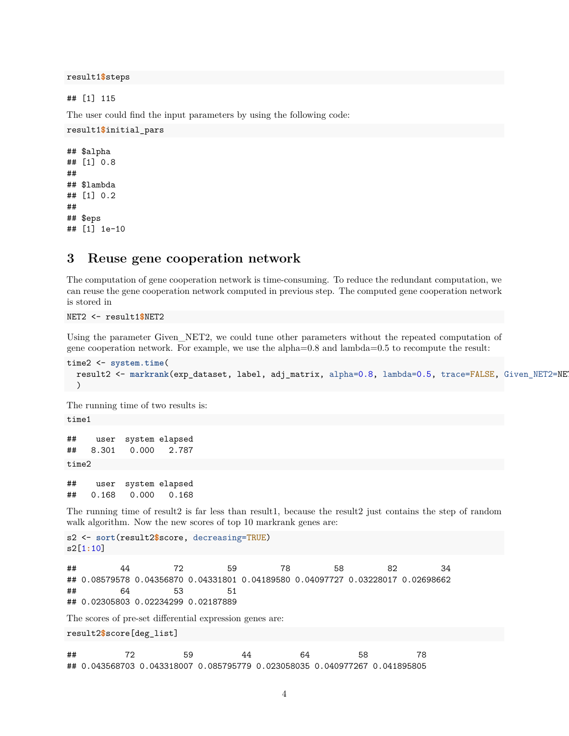```
result1$steps
```

```
## [1] 115
```

The user could find the input parameters by using the following code:

```
result1$initial_pars
```

```
## $alpha
## [1] 0.8
##
## $lambda
## [1] 0.2
##
## $eps
## [1] 1e-10
```

# 3 Reuse gene cooperation network

The computation of gene cooperation network is time-consuming. To reduce the redundant computation, we can reuse the gene cooperation network computed in previous step. The computed gene cooperation network is stored in

```
NET2 <- result1$NET2
```

Using the parameter Given_NET2, we could tune other parameters without the repeated computation of gene cooperation network. For example, we use the alpha=0.8 and lambda=0.5 to recompute the result:

```
time2 <- system.time(
  result2 <- markrank(exp_dataset, label, adj_matrix, alpha=0.8, lambda=0.5, trace=FALSE, Given_NET2=NET
  )
```

The running time of two results is:

```
time1
```

```
##    user  system elapsed
##   8.301   0.000   2.787
```

```
time2
```

```
##    user  system elapsed
##   0.168   0.000   0.168
```

The running time of result2 is far less than result1, because the result2 just contains the step of random walk algorithm. Now the new scores of top 10 markrank genes are:

```
s2 <- sort(result2$score, decreasing=TRUE)
s2[1:10]
```

```
##         44         72         59         78         58         82         34
## 0.08579578 0.04356870 0.04331801 0.04189580 0.04097727 0.03228017 0.02698662
##         64         53         51
## 0.02305803 0.02234299 0.02187889
```

The scores of pre-set differential expression genes are:

```
result2$score[deg_list]
```

```
##          72          59          44          64          58          78
## 0.043568703 0.043318007 0.085795779 0.023058035 0.040977267 0.041895805
```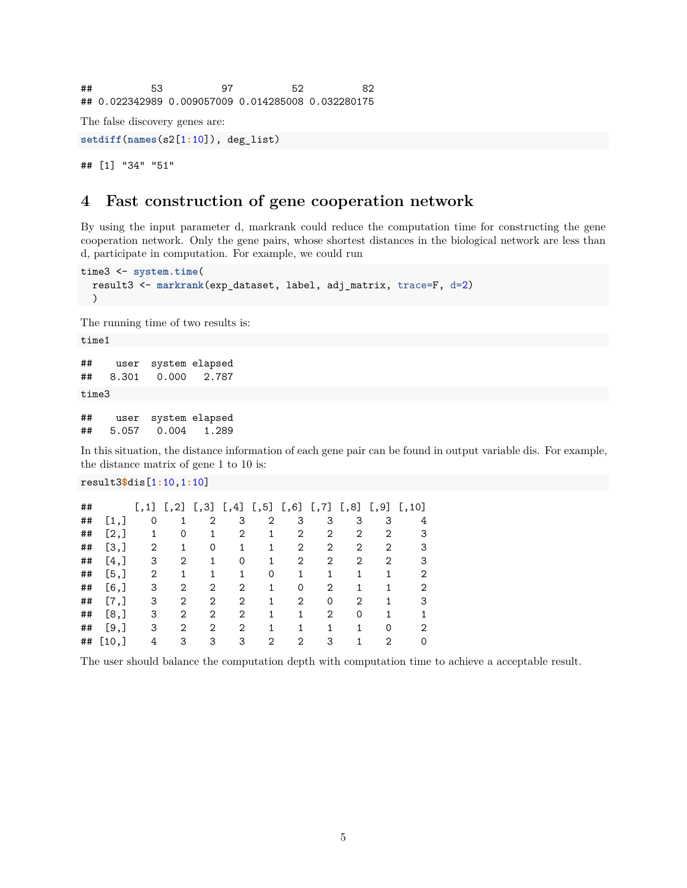```
##          53          97          52          82
## 0.022342989 0.009057009 0.014285008 0.032280175
```

The false discovery genes are:

```
setdiff(names(s2[1:10]), deg_list)
```

```
## [1] "34" "51"
```

# 4 Fast construction of gene cooperation network

By using the input parameter d, markrank could reduce the computation time for constructing the gene cooperation network. Only the gene pairs, whose shortest distances in the biological network are less than d, participate in computation. For example, we could run

```
time3 <- system.time(
  result3 <- markrank(exp_dataset, label, adj_matrix, trace=F, d=2)
  )
```

The running time of two results is:

```
time1
```

```
##    user  system elapsed
##   8.301   0.000   2.787
```

```
time3
```

```
##    user  system elapsed
##   5.057   0.004   1.289
```

In this situation, the distance information of each gene pair can be found in output variable dis. For example, the distance matrix of gene 1 to 10 is:

```
result3$dis[1:10,1:10]
```

```
##       [,1] [,2] [,3] [,4] [,5] [,6] [,7] [,8] [,9] [,10]
##  [1,]    0    1    2    3    2    3    3    3    3     4
##  [2,]    1    0    1    2    1    2    2    2    2     3
##  [3,]    2    1    0    1    1    2    2    2    2     3
##  [4,]    3    2    1    0    1    2    2    2    2     3
##  [5,]    2    1    1    1    0    1    1    1    1     2
##  [6,]    3    2    2    2    1    0    2    1    1     2
##  [7,]    3    2    2    2    1    2    0    2    1     3
##  [8,]    3    2    2    2    1    1    2    0    1     1
##  [9,]    3    2    2    2    1    1    1    1    0     2
## [10,]    4    3    3    3    2    2    3    1    2     0
```

The user should balance the computation depth with computation time to achieve a acceptable result.